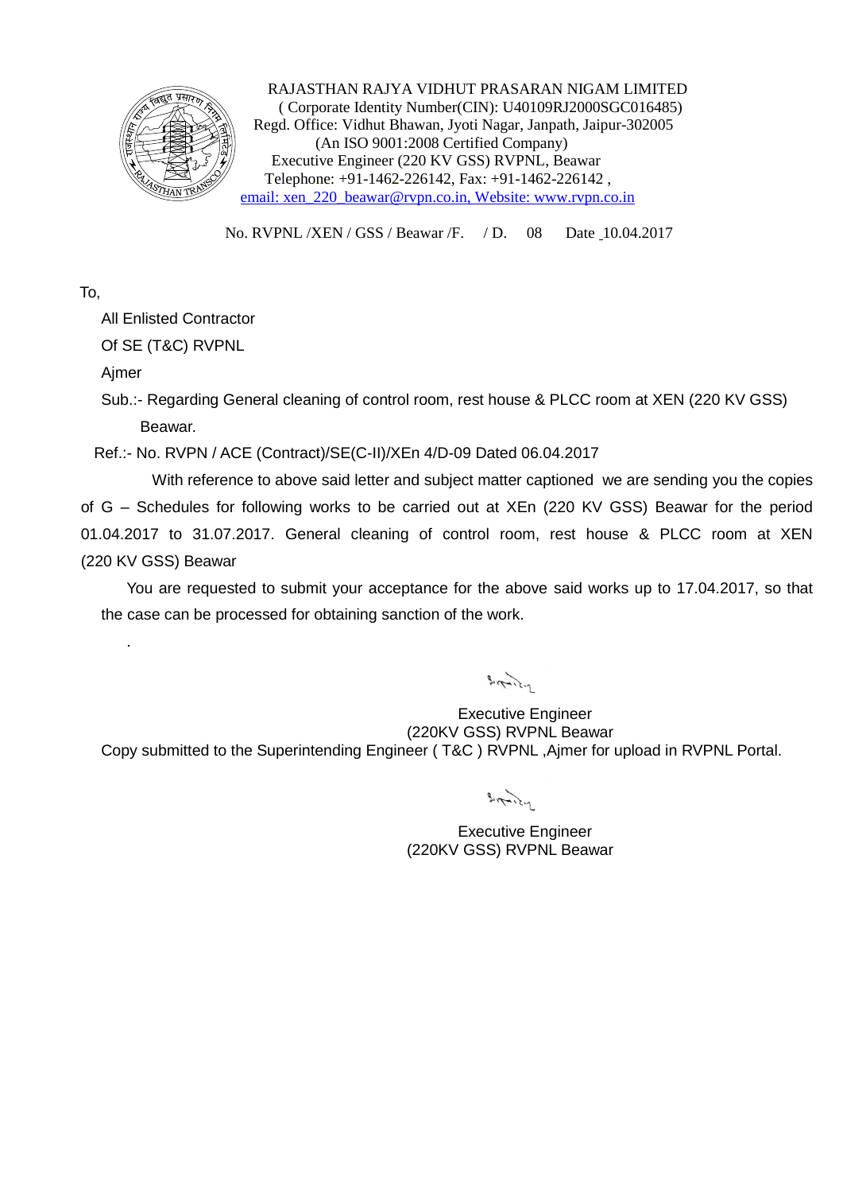RAJASTHAN RAJYA VIDHUT PRASARAN NIGAM LIMITED
( Corporate Identity Number(CIN): U40109RJ2000SGC016485)
Regd. Office: Vidhut Bhawan, Jyoti Nagar, Janpath, Jaipur-302005
(An ISO 9001:2008 Certified Company)
Executive Engineer (220 KV GSS) RVPNL, Beawar
Telephone: +91-1462-226142, Fax: +91-1462-226142 ,
email: xen_220_beawar@rvpn.co.in, Website: www.rvpn.co.in

No. RVPNL /XEN / GSS / Beawar /F. / D. 08 Date 10.04.2017

To,

All Enlisted Contractor
Of SE (T&C) RVPNL
Ajmer

Sub.:- Regarding General cleaning of control room, rest house & PLCC room at XEN (220 KV GSS) Beawar.

Ref.:- No. RVPN / ACE (Contract)/SE(C-II)/XEn 4/D-09 Dated 06.04.2017

With reference to above said letter and subject matter captioned we are sending you the copies of G – Schedules for following works to be carried out at XEn (220 KV GSS) Beawar for the period 01.04.2017 to 31.07.2017. General cleaning of control room, rest house & PLCC room at XEN (220 KV GSS) Beawar

You are requested to submit your acceptance for the above said works up to 17.04.2017, so that the case can be processed for obtaining sanction of the work.

Executive Engineer
(220KV GSS) RVPNL Beawar

Copy submitted to the Superintending Engineer ( T&C ) RVPNL ,Ajmer for upload in RVPNL Portal.

Executive Engineer
(220KV GSS) RVPNL Beawar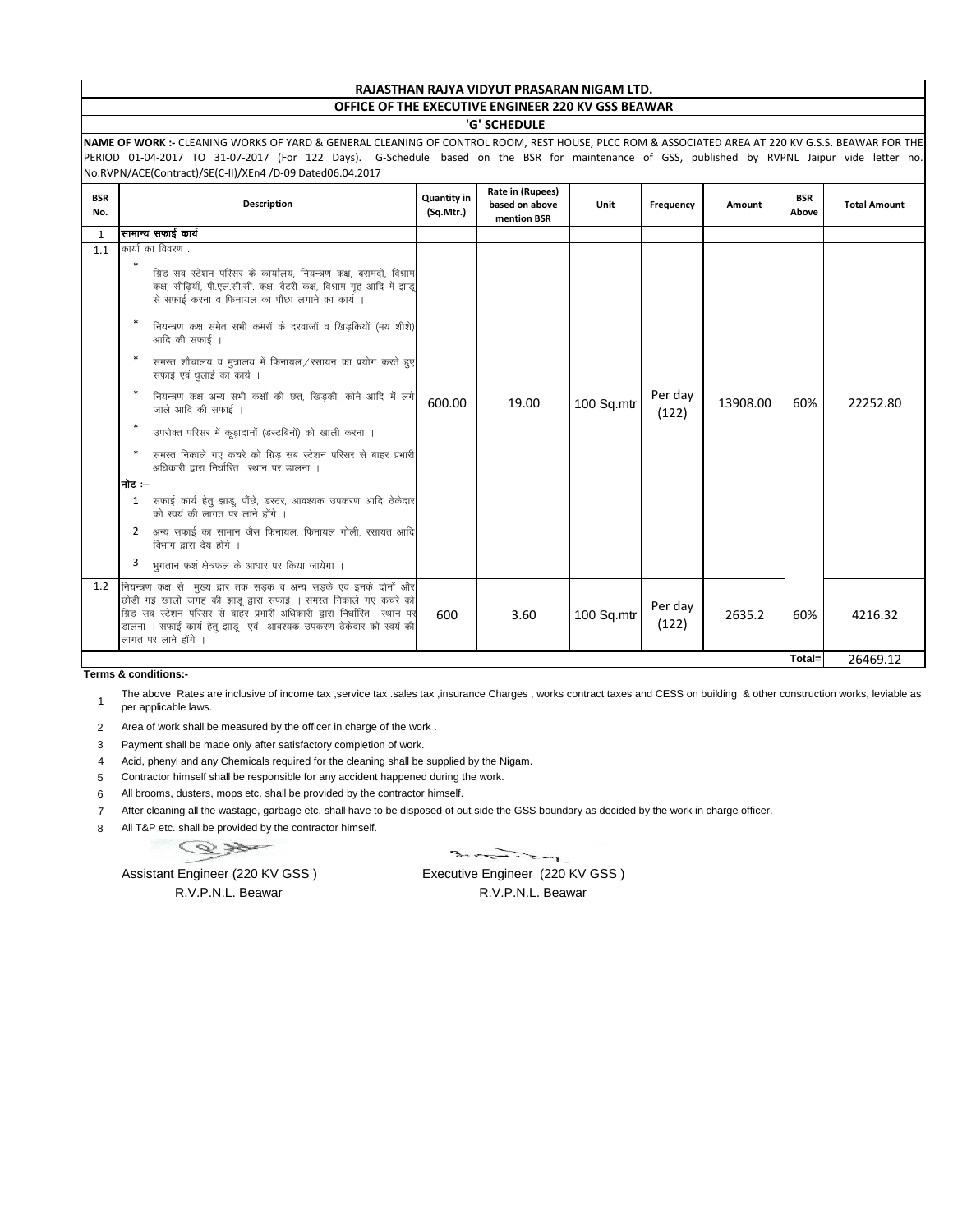# RAJASTHAN RAJYA VIDYUT PRASARAN NIGAM LTD.

## OFFICE OF THE EXECUTIVE ENGINEER 220 KV GSS BEAWAR

### 'G' SCHEDULE

**NAME OF WORK :-** CLEANING WORKS OF YARD & GENERAL CLEANING OF CONTROL ROOM, REST HOUSE, PLCC ROM & ASSOCIATED AREA AT 220 KV G.S.S. BEAWAR FOR THE PERIOD 01-04-2017 TO 31-07-2017 (For 122 Days). G-Schedule based on the BSR for maintenance of GSS, published by RVPNL Jaipur vide letter no. No.RVPN/ACE(Contract)/SE(C-II)/XEn4 /D-09 Dated06.04.2017

| BSR No. | Description | Quantity in (Sq.Mtr.) | Rate in (Rupees) based on above mention BSR | Unit | Frequency | Amount | BSR Above | Total Amount |
|---|---|---|---|---|---|---|---|---|
| 1 | **सामान्य सफाई कार्य** | | | | | | | |
| 1.1 | कार्या का विवरण .<br>* ग्रिड सब स्टेशन परिसर के कार्यालय, नियन्त्रण कक्ष, बरामदों, विश्राम कक्ष, सीढ़ियों, पी.एल.सी.सी. कक्ष, बैटरी कक्ष, विश्राम गृह आदि में झाड़ू से सफाई करना व फिनायल का पौंछा लगाने का कार्य ।<br>* नियन्त्रण कक्ष समेत सभी कमरों के दरवाजों व खिड़कियों (मय शीशे) आदि की सफाई ।<br>* समस्त शौचालय व मुत्रालय में फिनायल/रसायन का प्रयोग करते हुए सफाई एवं धुलाई का कार्य ।<br>* नियन्त्रण कक्ष अन्य सभी कक्षों की छत, खिड़की, कोने आदि में लगे जाले आदि की सफाई ।<br>* उपरोक्त परिसर में कूड़ादानों (डस्टबिनों) को खाली करना ।<br>* समस्त निकाले गए कचरे को ग्रिड सब स्टेशन परिसर से बाहर प्रभारी अधिकारी द्वारा निर्धारित स्थान पर डालना ।<br>**नोट :–**<br>1 सफाई कार्य हेतु झाड़ू, पौंछे, डस्टर, आवश्यक उपकरण आदि ठेकेदार को स्वयं की लागत पर लाने होंगे ।<br>2 अन्य सफाई का सामान जैस फिनायल, फिनायल गोली, रसायत आदि विभाग द्वारा देय होंगे ।<br>3 भुगतान फर्श क्षेत्रफल के आधार पर किया जायेगा । | 600.00 | 19.00 | 100 Sq.mtr | Per day (122) | 13908.00 | 60% | 22252.80 |
| 1.2 | नियन्त्रण कक्ष से मुख्य द्वार तक सड़क व अन्य सड़के एवं इनके दोनों और छोड़ी गई खाली जगह की झाडू द्वारा सफाई । समस्त निकाले गए कचरे को ग्रिड सब स्टेशन परिसर से बाहर प्रभारी अधिकारी द्वारा निर्धारित स्थान पर डालना । सफाई कार्य हेतु झाडू एवं आवश्यक उपकरण ठेकेदार को स्वयं की लागत पर लाने होंगे । | 600 | 3.60 | 100 Sq.mtr | Per day (122) | 2635.2 | 60% | 4216.32 |
| | | | | | | | Total= | 26469.12 |

**Terms & conditions:-**

1. The above Rates are inclusive of income tax ,service tax .sales tax ,insurance Charges , works contract taxes and CESS on building & other construction works, leviable as per applicable laws.
2. Area of work shall be measured by the officer in charge of the work .
3. Payment shall be made only after satisfactory completion of work.
4. Acid, phenyl and any Chemicals required for the cleaning shall be supplied by the Nigam.
5. Contractor himself shall be responsible for any accident happened during the work.
6. All brooms, dusters, mops etc. shall be provided by the contractor himself.
7. After cleaning all the wastage, garbage etc. shall have to be disposed of out side the GSS boundary as decided by the work in charge officer.
8. All T&P etc. shall be provided by the contractor himself.

Assistant Engineer (220 KV GSS )
R.V.P.N.L. Beawar

Executive Engineer (220 KV GSS )
R.V.P.N.L. Beawar